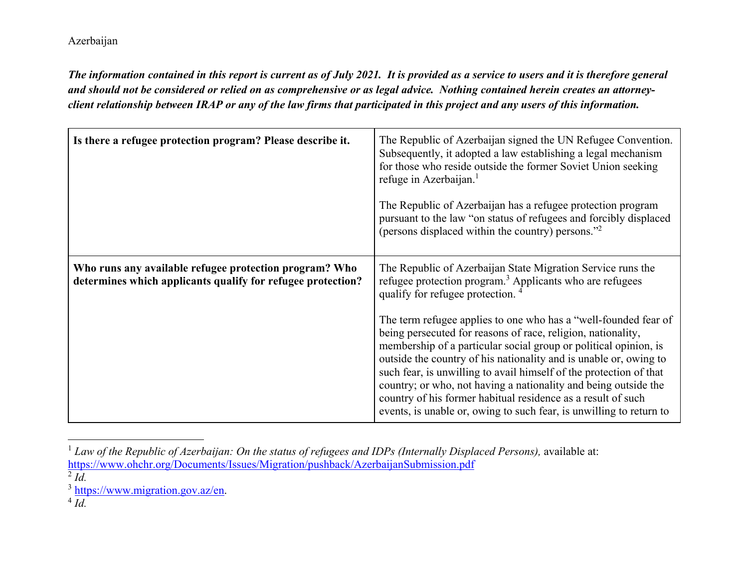Azerbaijan

***The information contained in this report is current as of July 2021. It is provided as a service to users and it is therefore general and should not be considered or relied on as comprehensive or as legal advice. Nothing contained herein creates an attorney-client relationship between IRAP or any of the law firms that participated in this project and any users of this information.***

| | |
|---|---|
| **Is there a refugee protection program? Please describe it.** | The Republic of Azerbaijan signed the UN Refugee Convention. Subsequently, it adopted a law establishing a legal mechanism for those who reside outside the former Soviet Union seeking refuge in Azerbaijan.[1]<br><br>The Republic of Azerbaijan has a refugee protection program pursuant to the law "on status of refugees and forcibly displaced (persons displaced within the country) persons."[2] |
| **Who runs any available refugee protection program? Who determines which applicants qualify for refugee protection?** | The Republic of Azerbaijan State Migration Service runs the refugee protection program.[3] Applicants who are refugees qualify for refugee protection. [4]<br><br>The term refugee applies to one who has a "well-founded fear of being persecuted for reasons of race, religion, nationality, membership of a particular social group or political opinion, is outside the country of his nationality and is unable or, owing to such fear, is unwilling to avail himself of the protection of that country; or who, not having a nationality and being outside the country of his former habitual residence as a result of such events, is unable or, owing to such fear, is unwilling to return to |

[1] *Law of the Republic of Azerbaijan: On the status of refugees and IDPs (Internally Displaced Persons),* available at: https://www.ohchr.org/Documents/Issues/Migration/pushback/AzerbaijanSubmission.pdf

[2] *Id.*

[3] https://www.migration.gov.az/en.

[4] *Id.*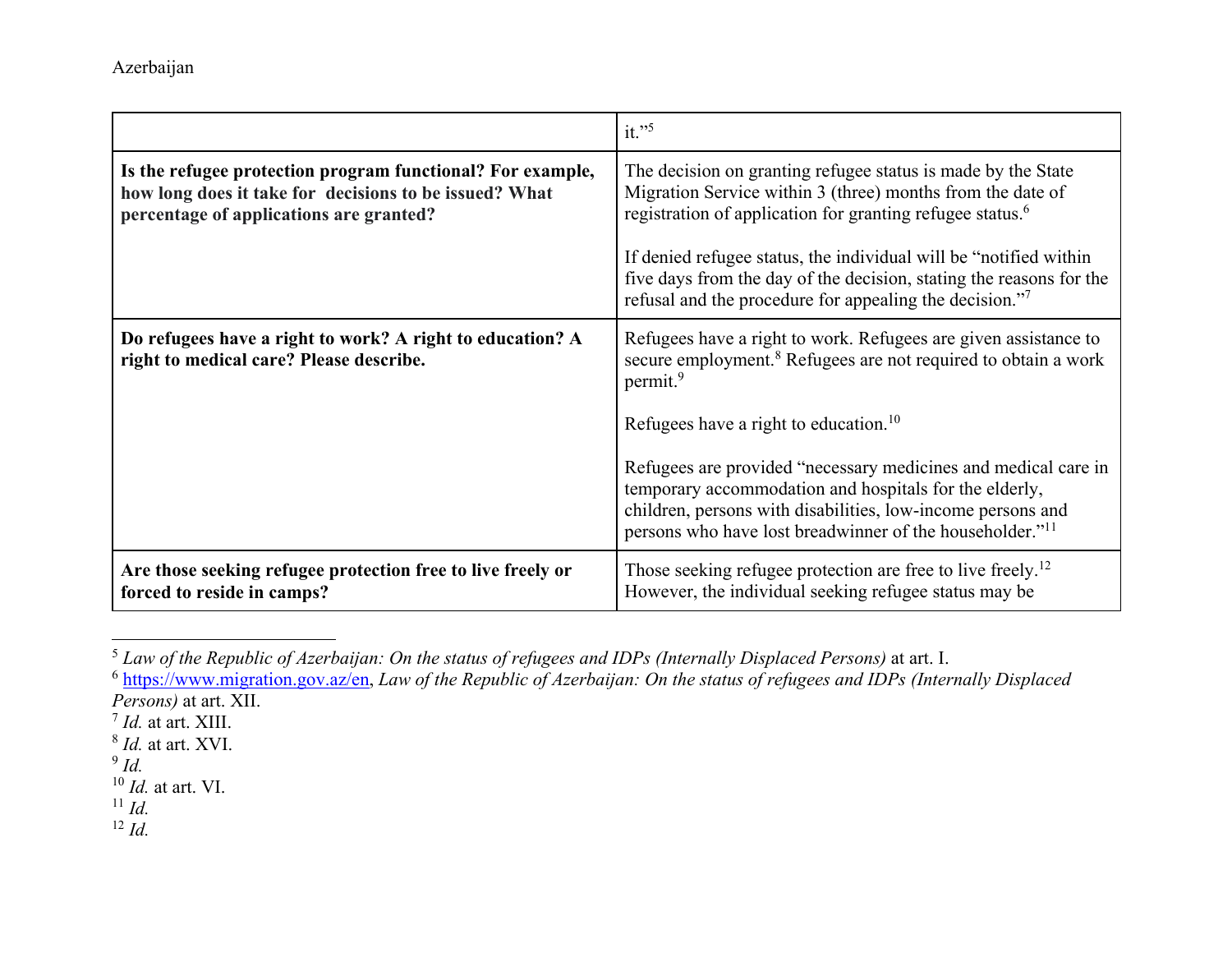| | |
|---|---|
| | it."[5] |
| **Is the refugee protection program functional? For example, how long does it take for decisions to be issued? What percentage of applications are granted?** | The decision on granting refugee status is made by the State Migration Service within 3 (three) months from the date of registration of application for granting refugee status.[6]<br><br>If denied refugee status, the individual will be "notified within five days from the day of the decision, stating the reasons for the refusal and the procedure for appealing the decision."[7] |
| **Do refugees have a right to work? A right to education? A right to medical care? Please describe.** | Refugees have a right to work. Refugees are given assistance to secure employment.[8] Refugees are not required to obtain a work permit.[9]<br><br>Refugees have a right to education.[10]<br><br>Refugees are provided "necessary medicines and medical care in temporary accommodation and hospitals for the elderly, children, persons with disabilities, low-income persons and persons who have lost breadwinner of the householder."[11] |
| **Are those seeking refugee protection free to live freely or forced to reside in camps?** | Those seeking refugee protection are free to live freely.[12] However, the individual seeking refugee status may be |

[5] *Law of the Republic of Azerbaijan: On the status of refugees and IDPs (Internally Displaced Persons)* at art. I.

[6] https://www.migration.gov.az/en, *Law of the Republic of Azerbaijan: On the status of refugees and IDPs (Internally Displaced Persons)* at art. XII.

[7] *Id.* at art. XIII.

[8] *Id.* at art. XVI.

[9] *Id.*

[10] *Id.* at art. VI.

[11] *Id.*

[12] *Id.*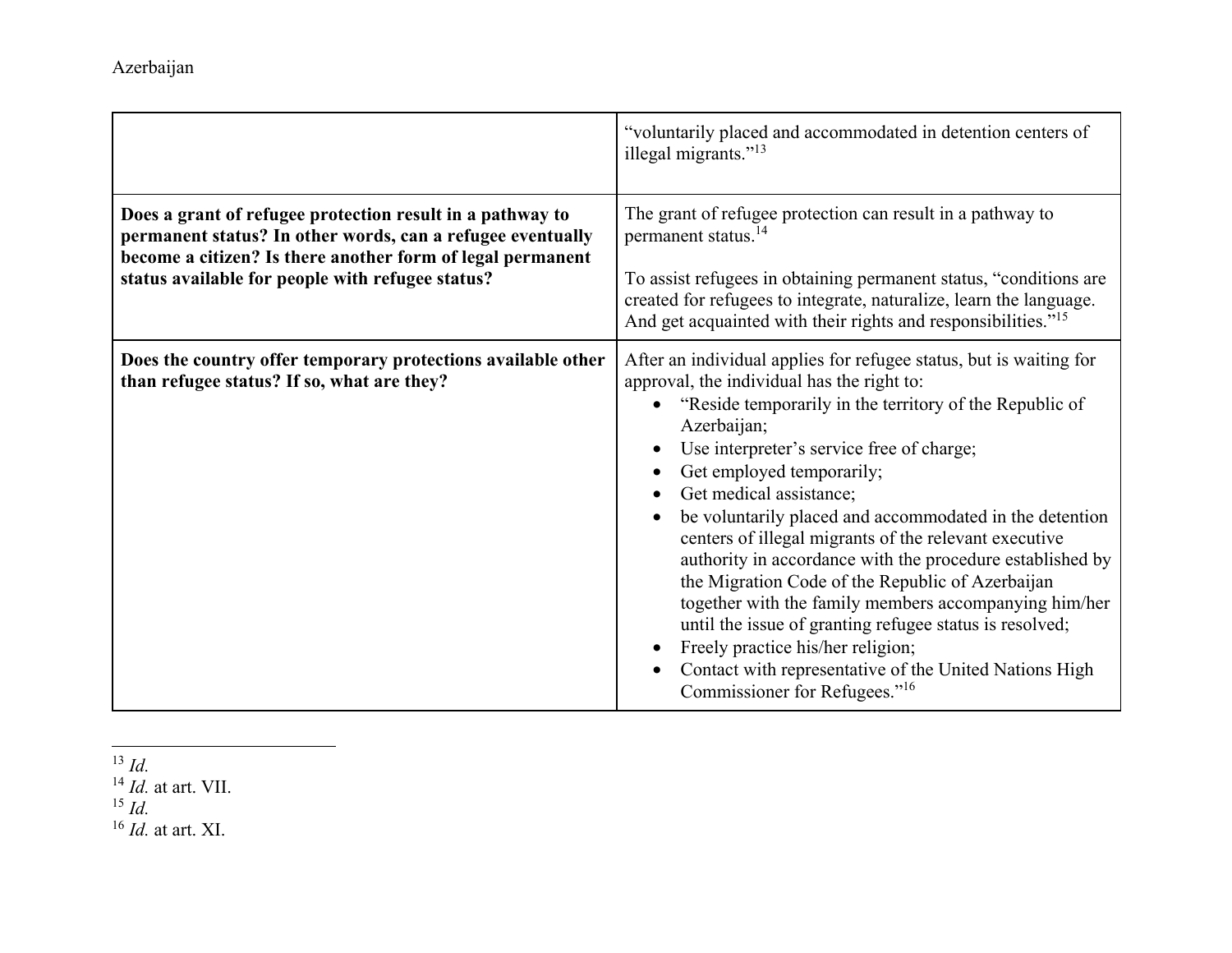| | |
|---|---|
| | "voluntarily placed and accommodated in detention centers of illegal migrants."[13] |
| **Does a grant of refugee protection result in a pathway to permanent status? In other words, can a refugee eventually become a citizen? Is there another form of legal permanent status available for people with refugee status?** | The grant of refugee protection can result in a pathway to permanent status.[14]<br><br>To assist refugees in obtaining permanent status, "conditions are created for refugees to integrate, naturalize, learn the language. And get acquainted with their rights and responsibilities."[15] |
| **Does the country offer temporary protections available other than refugee status? If so, what are they?** | After an individual applies for refugee status, but is waiting for approval, the individual has the right to:<br>• "Reside temporarily in the territory of the Republic of Azerbaijan;<br>• Use interpreter's service free of charge;<br>• Get employed temporarily;<br>• Get medical assistance;<br>• be voluntarily placed and accommodated in the detention centers of illegal migrants of the relevant executive authority in accordance with the procedure established by the Migration Code of the Republic of Azerbaijan together with the family members accompanying him/her until the issue of granting refugee status is resolved;<br>• Freely practice his/her religion;<br>• Contact with representative of the United Nations High Commissioner for Refugees."[16] |

---

[13] *Id.*
[14] *Id.* at art. VII.
[15] *Id.*
[16] *Id.* at art. XI.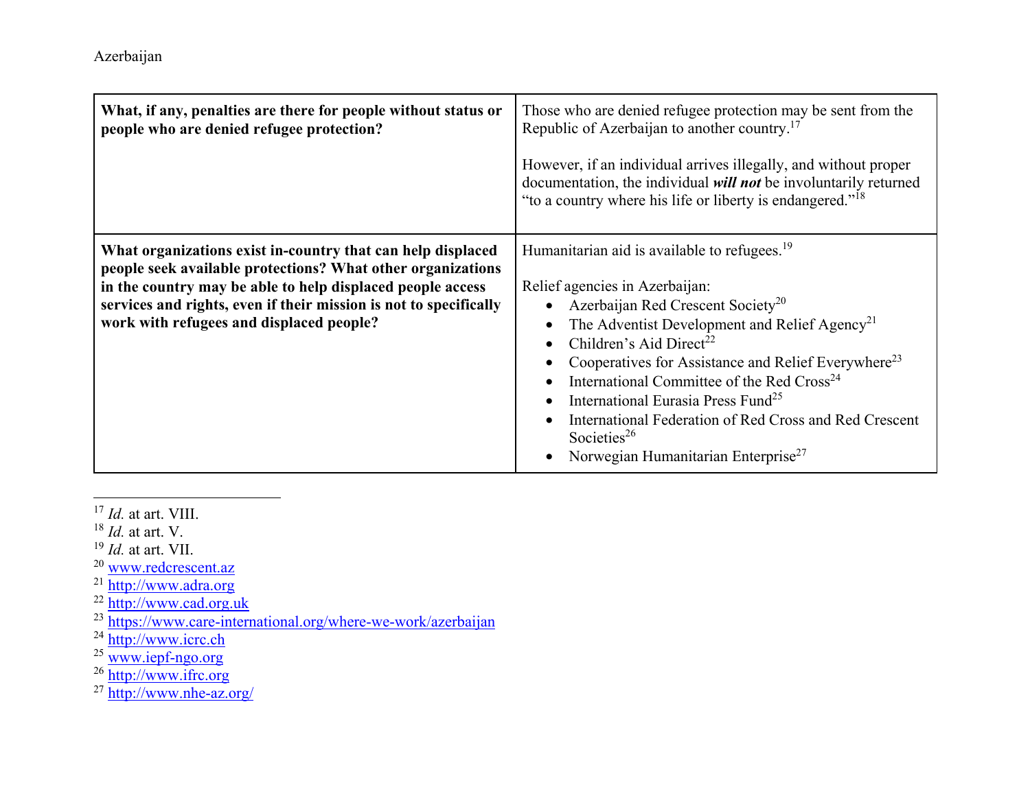| **What, if any, penalties are there for people without status or people who are denied refugee protection?** | Those who are denied refugee protection may be sent from the Republic of Azerbaijan to another country.[17]<br><br>However, if an individual arrives illegally, and without proper documentation, the individual ***will not*** be involuntarily returned "to a country where his life or liberty is endangered."[18] |
|---|---|
| **What organizations exist in-country that can help displaced people seek available protections? What other organizations in the country may be able to help displaced people access services and rights, even if their mission is not to specifically work with refugees and displaced people?** | Humanitarian aid is available to refugees.[19]<br><br>Relief agencies in Azerbaijan:<br>• Azerbaijan Red Crescent Society[20]<br>• The Adventist Development and Relief Agency[21]<br>• Children's Aid Direct[22]<br>• Cooperatives for Assistance and Relief Everywhere[23]<br>• International Committee of the Red Cross[24]<br>• International Eurasia Press Fund[25]<br>• International Federation of Red Cross and Red Crescent Societies[26]<br>• Norwegian Humanitarian Enterprise[27] |

---

[17] *Id.* at art. VIII.
[18] *Id.* at art. V.
[19] *Id.* at art. VII.
[20] www.redcrescent.az
[21] http://www.adra.org
[22] http://www.cad.org.uk
[23] https://www.care-international.org/where-we-work/azerbaijan
[24] http://www.icrc.ch
[25] www.iepf-ngo.org
[26] http://www.ifrc.org
[27] http://www.nhe-az.org/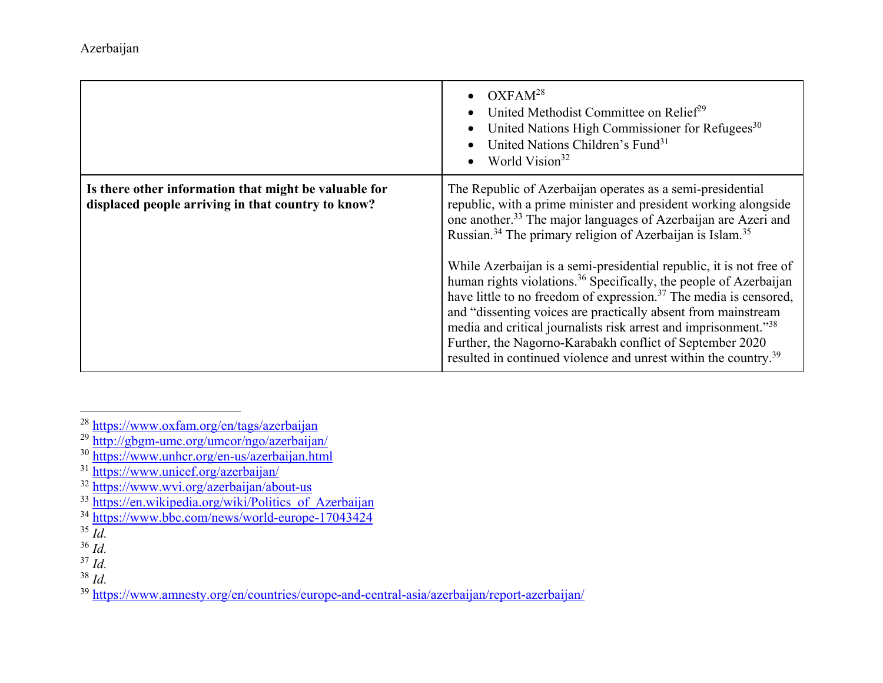| | |
|---|---|
| | • OXFAM[28]<br>• United Methodist Committee on Relief[29]<br>• United Nations High Commissioner for Refugees[30]<br>• United Nations Children's Fund[31]<br>• World Vision[32] |
| **Is there other information that might be valuable for displaced people arriving in that country to know?** | The Republic of Azerbaijan operates as a semi-presidential republic, with a prime minister and president working alongside one another.[33] The major languages of Azerbaijan are Azeri and Russian.[34] The primary religion of Azerbaijan is Islam.[35]<br><br>While Azerbaijan is a semi-presidential republic, it is not free of human rights violations.[36] Specifically, the people of Azerbaijan have little to no freedom of expression.[37] The media is censored, and "dissenting voices are practically absent from mainstream media and critical journalists risk arrest and imprisonment."[38] Further, the Nagorno-Karabakh conflict of September 2020 resulted in continued violence and unrest within the country.[39] |

[28] https://www.oxfam.org/en/tags/azerbaijan
[29] http://gbgm-umc.org/umcor/ngo/azerbaijan/
[30] https://www.unhcr.org/en-us/azerbaijan.html
[31] https://www.unicef.org/azerbaijan/
[32] https://www.wvi.org/azerbaijan/about-us
[33] https://en.wikipedia.org/wiki/Politics_of_Azerbaijan
[34] https://www.bbc.com/news/world-europe-17043424
[35] *Id.*
[36] *Id.*
[37] *Id.*
[38] *Id.*
[39] https://www.amnesty.org/en/countries/europe-and-central-asia/azerbaijan/report-azerbaijan/